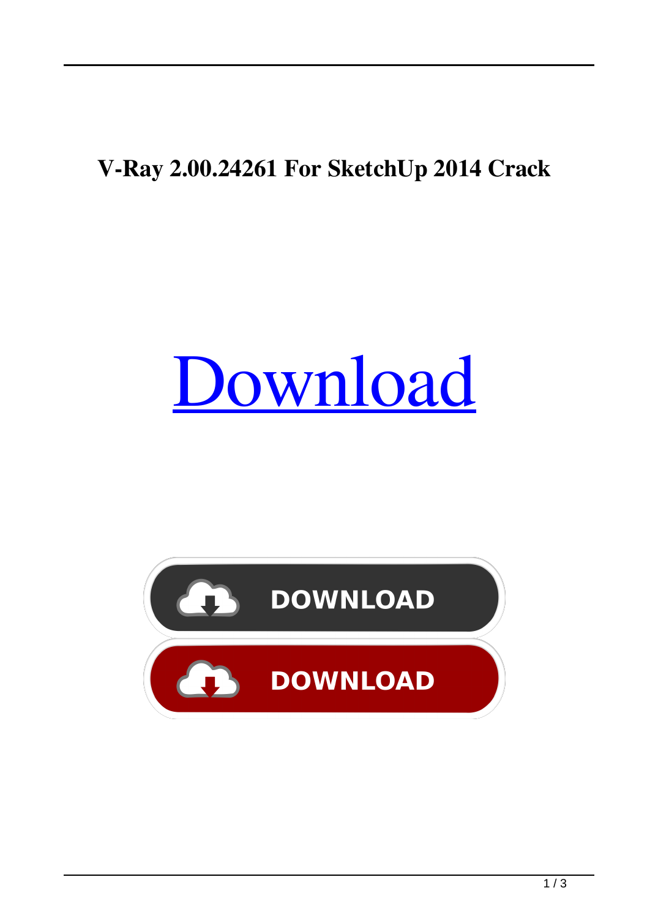# V-Ray 2.00.24261 For SketchUp 2014 Crack

Download

DOWNLOAD

DOWNLOAD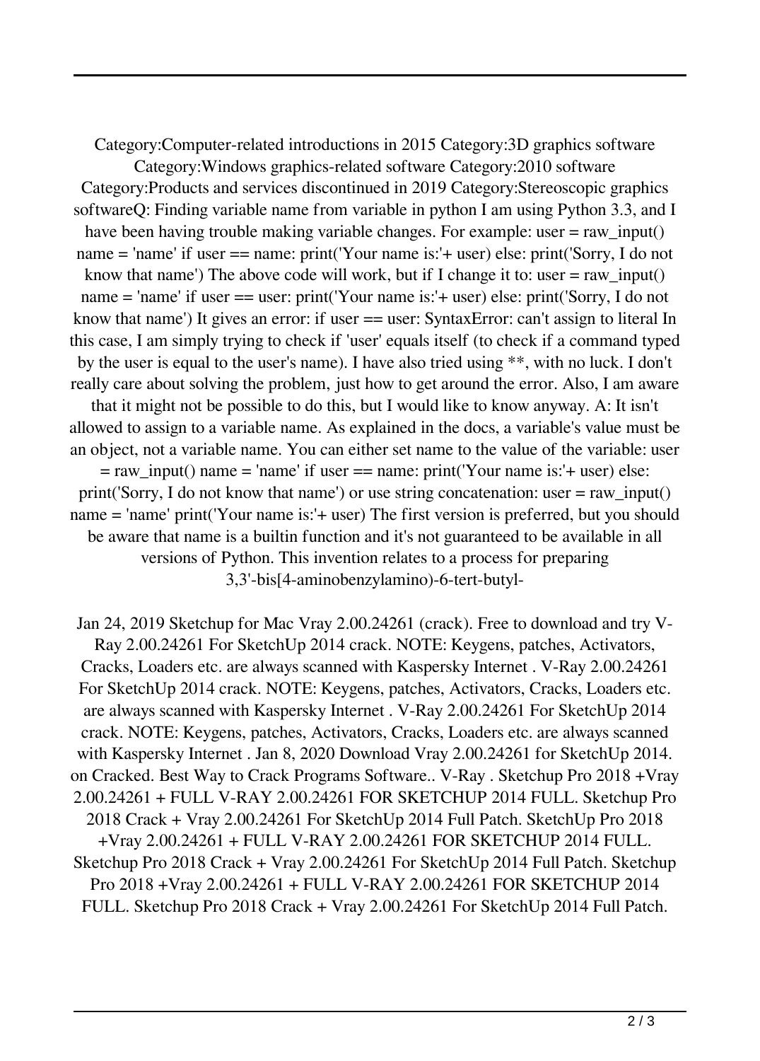Category:Computer-related introductions in 2015 Category:3D graphics software Category:Windows graphics-related software Category:2010 software Category:Products and services discontinued in 2019 Category:Stereoscopic graphics softwareQ: Finding variable name from variable in python I am using Python 3.3, and I have been having trouble making variable changes. For example: user = raw_input() name = 'name' if user == name: print('Your name is:'+ user) else: print('Sorry, I do not know that name') The above code will work, but if I change it to: user = raw_input() name = 'name' if user == user: print('Your name is:'+ user) else: print('Sorry, I do not know that name') It gives an error: if user == user: SyntaxError: can't assign to literal In this case, I am simply trying to check if 'user' equals itself (to check if a command typed by the user is equal to the user's name). I have also tried using **, with no luck. I don't really care about solving the problem, just how to get around the error. Also, I am aware that it might not be possible to do this, but I would like to know anyway. A: It isn't allowed to assign to a variable name. As explained in the docs, a variable's value must be an object, not a variable name. You can either set name to the value of the variable: user = raw_input() name = 'name' if user == name: print('Your name is:'+ user) else: print('Sorry, I do not know that name') or use string concatenation: user = raw_input() name = 'name' print('Your name is:'+ user) The first version is preferred, but you should be aware that name is a builtin function and it's not guaranteed to be available in all versions of Python. This invention relates to a process for preparing 3,3'-bis[4-aminobenzylamino)-6-tert-butyl-

Jan 24, 2019 Sketchup for Mac Vray 2.00.24261 (crack). Free to download and try V-Ray 2.00.24261 For SketchUp 2014 crack. NOTE: Keygens, patches, Activators, Cracks, Loaders etc. are always scanned with Kaspersky Internet . V-Ray 2.00.24261 For SketchUp 2014 crack. NOTE: Keygens, patches, Activators, Cracks, Loaders etc. are always scanned with Kaspersky Internet . V-Ray 2.00.24261 For SketchUp 2014 crack. NOTE: Keygens, patches, Activators, Cracks, Loaders etc. are always scanned with Kaspersky Internet . Jan 8, 2020 Download Vray 2.00.24261 for SketchUp 2014. on Cracked. Best Way to Crack Programs Software.. V-Ray . Sketchup Pro 2018 +Vray 2.00.24261 + FULL V-RAY 2.00.24261 FOR SKETCHUP 2014 FULL. Sketchup Pro 2018 Crack + Vray 2.00.24261 For SketchUp 2014 Full Patch. SketchUp Pro 2018 +Vray 2.00.24261 + FULL V-RAY 2.00.24261 FOR SKETCHUP 2014 FULL. Sketchup Pro 2018 Crack + Vray 2.00.24261 For SketchUp 2014 Full Patch. Sketchup Pro 2018 +Vray 2.00.24261 + FULL V-RAY 2.00.24261 FOR SKETCHUP 2014 FULL. Sketchup Pro 2018 Crack + Vray 2.00.24261 For SketchUp 2014 Full Patch.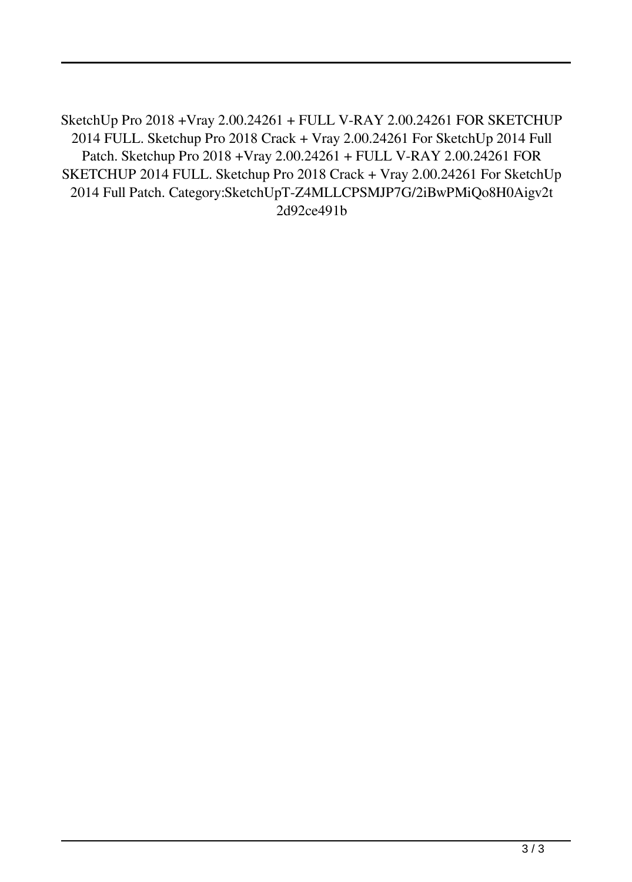SketchUp Pro 2018 +Vray 2.00.24261 + FULL V-RAY 2.00.24261 FOR SKETCHUP 2014 FULL. Sketchup Pro 2018 Crack + Vray 2.00.24261 For SketchUp 2014 Full Patch. Sketchup Pro 2018 +Vray 2.00.24261 + FULL V-RAY 2.00.24261 FOR SKETCHUP 2014 FULL. Sketchup Pro 2018 Crack + Vray 2.00.24261 For SketchUp 2014 Full Patch. Category:SketchUpT-Z4MLLCPSMJP7G/2iBwPMiQo8H0Aigv2t 2d92ce491b